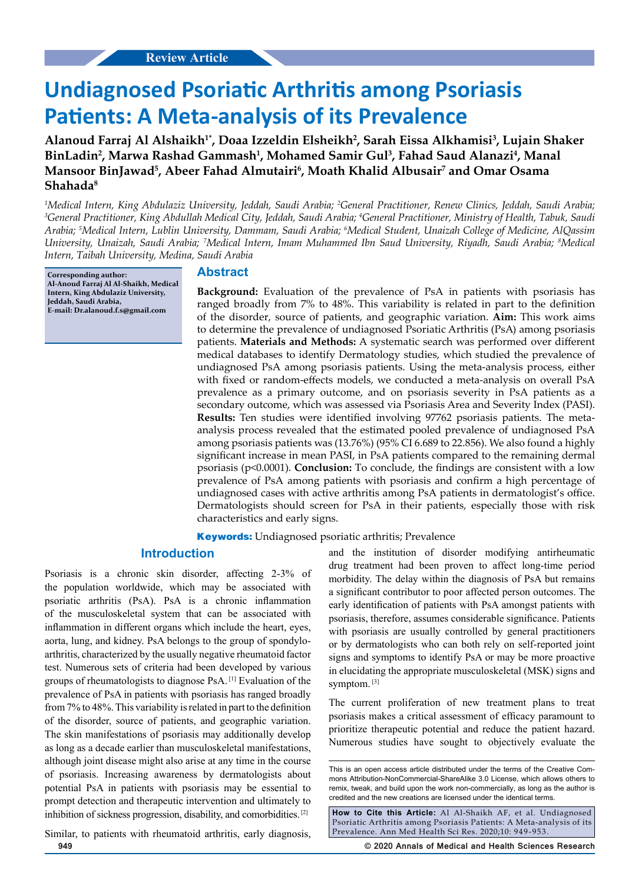Review Article

# Undiagnosed Psoriatic Arthritis among Psoriasis Patients: A Meta-analysis of its Prevalence

**Alanoud Farraj Al Alshaikh[1*], Doaa Izzeldin Elsheikh[2], Sarah Eissa Alkhamisi[3], Lujain Shaker BinLadin[2], Marwa Rashad Gammash[1], Mohamed Samir Gul[3], Fahad Saud Alanazi[4], Manal Mansoor BinJawad[5], Abeer Fahad Almutairi[6], Moath Khalid Albusair[7] and Omar Osama Shahada[8]**

*[1]Medical Intern, King Abdulaziz University, Jeddah, Saudi Arabia; [2]General Practitioner, Renew Clinics, Jeddah, Saudi Arabia; [3]General Practitioner, King Abdullah Medical City, Jeddah, Saudi Arabia; [4]General Practitioner, Ministry of Health, Tabuk, Saudi Arabia; [5]Medical Intern, Lublin University, Dammam, Saudi Arabia; [6]Medical Student, Unaizah College of Medicine, AlQassim University, Unaizah, Saudi Arabia; [7]Medical Intern, Imam Muhammed Ibn Saud University, Riyadh, Saudi Arabia; [8]Medical Intern, Taibah University, Medina, Saudi Arabia*

**Corresponding author: Al-Anoud Farraj Al Al-Shaikh, Medical Intern, King Abdulaziz University, Jeddah, Saudi Arabia, E-mail: Dr.alanoud.f.s@gmail.com**

## Abstract

**Background:** Evaluation of the prevalence of PsA in patients with psoriasis has ranged broadly from 7% to 48%. This variability is related in part to the definition of the disorder, source of patients, and geographic variation. **Aim:** This work aims to determine the prevalence of undiagnosed Psoriatic Arthritis (PsA) among psoriasis patients. **Materials and Methods:** A systematic search was performed over different medical databases to identify Dermatology studies, which studied the prevalence of undiagnosed PsA among psoriasis patients. Using the meta-analysis process, either with fixed or random-effects models, we conducted a meta-analysis on overall PsA prevalence as a primary outcome, and on psoriasis severity in PsA patients as a secondary outcome, which was assessed via Psoriasis Area and Severity Index (PASI). **Results:** Ten studies were identified involving 97762 psoriasis patients. The meta-analysis process revealed that the estimated pooled prevalence of undiagnosed PsA among psoriasis patients was (13.76%) (95% CI 6.689 to 22.856). We also found a highly significant increase in mean PASI, in PsA patients compared to the remaining dermal psoriasis ($p<0.0001$). **Conclusion:** To conclude, the findings are consistent with a low prevalence of PsA among patients with psoriasis and confirm a high percentage of undiagnosed cases with active arthritis among PsA patients in dermatologist's office. Dermatologists should screen for PsA in their patients, especially those with risk characteristics and early signs.

**Keywords:** Undiagnosed psoriatic arthritis; Prevalence

## Introduction

Psoriasis is a chronic skin disorder, affecting 2-3% of the population worldwide, which may be associated with psoriatic arthritis (PsA). PsA is a chronic inflammation of the musculoskeletal system that can be associated with inflammation in different organs which include the heart, eyes, aorta, lung, and kidney. PsA belongs to the group of spondyloarthritis, characterized by the usually negative rheumatoid factor test. Numerous sets of criteria had been developed by various groups of rheumatologists to diagnose PsA. [1] Evaluation of the prevalence of PsA in patients with psoriasis has ranged broadly from 7% to 48%. This variability is related in part to the definition of the disorder, source of patients, and geographic variation. The skin manifestations of psoriasis may additionally develop as long as a decade earlier than musculoskeletal manifestations, although joint disease might also arise at any time in the course of psoriasis. Increasing awareness by dermatologists about potential PsA in patients with psoriasis may be essential to prompt detection and therapeutic intervention and ultimately to inhibition of sickness progression, disability, and comorbidities. [2]

Similar, to patients with rheumatoid arthritis, early diagnosis, and the institution of disorder modifying antirheumatic drug treatment had been proven to affect long-time period morbidity. The delay within the diagnosis of PsA but remains a significant contributor to poor affected person outcomes. The early identification of patients with PsA amongst patients with psoriasis, therefore, assumes considerable significance. Patients with psoriasis are usually controlled by general practitioners or by dermatologists who can both rely on self-reported joint signs and symptoms to identify PsA or may be more proactive in elucidating the appropriate musculoskeletal (MSK) signs and symptom. [3]

The current proliferation of new treatment plans to treat psoriasis makes a critical assessment of efficacy paramount to prioritize therapeutic potential and reduce the patient hazard. Numerous studies have sought to objectively evaluate the

This is an open access article distributed under the terms of the Creative Commons Attribution-NonCommercial-ShareAlike 3.0 License, which allows others to remix, tweak, and build upon the work non-commercially, as long as the author is credited and the new creations are licensed under the identical terms.

**How to Cite this Article:** Al Al-Shaikh AF, et al. Undiagnosed Psoriatic Arthritis among Psoriasis Patients: A Meta-analysis of its Prevalence. Ann Med Health Sci Res. 2020;10: 949-953.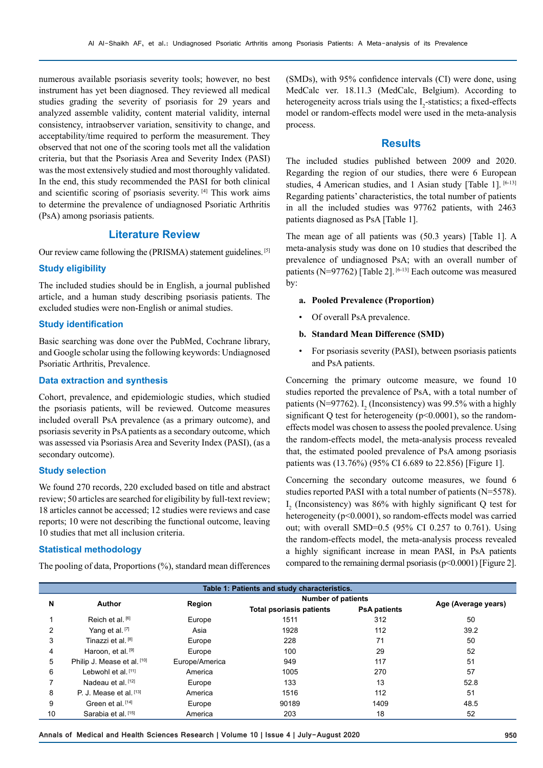numerous available psoriasis severity tools; however, no best instrument has yet been diagnosed. They reviewed all medical studies grading the severity of psoriasis for 29 years and analyzed assemble validity, content material validity, internal consistency, intraobserver variation, sensitivity to change, and acceptability/time required to perform the measurement. They observed that not one of the scoring tools met all the validation criteria, but that the Psoriasis Area and Severity Index (PASI) was the most extensively studied and most thoroughly validated. In the end, this study recommended the PASI for both clinical and scientific scoring of psoriasis severity. [4] This work aims to determine the prevalence of undiagnosed Psoriatic Arthritis (PsA) among psoriasis patients.

## Literature Review

Our review came following the (PRISMA) statement guidelines. [5]

### Study eligibility

The included studies should be in English, a journal published article, and a human study describing psoriasis patients. The excluded studies were non-English or animal studies.

### Study identification

Basic searching was done over the PubMed, Cochrane library, and Google scholar using the following keywords: Undiagnosed Psoriatic Arthritis, Prevalence.

### Data extraction and synthesis

Cohort, prevalence, and epidemiologic studies, which studied the psoriasis patients, will be reviewed. Outcome measures included overall PsA prevalence (as a primary outcome), and psoriasis severity in PsA patients as a secondary outcome, which was assessed via Psoriasis Area and Severity Index (PASI), (as a secondary outcome).

### Study selection

We found 270 records, 220 excluded based on title and abstract review; 50 articles are searched for eligibility by full-text review; 18 articles cannot be accessed; 12 studies were reviews and case reports; 10 were not describing the functional outcome, leaving 10 studies that met all inclusion criteria.

### Statistical methodology

The pooling of data, Proportions (%), standard mean differences (SMDs), with 95% confidence intervals (CI) were done, using MedCalc ver. 18.11.3 (MedCalc, Belgium). According to heterogeneity across trials using the $I_2$-statistics; a fixed-effects model or random-effects model were used in the meta-analysis process.

## Results

The included studies published between 2009 and 2020. Regarding the region of our studies, there were 6 European studies, 4 American studies, and 1 Asian study [Table 1]. [6-13] Regarding patients' characteristics, the total number of patients in all the included studies was 97762 patients, with 2463 patients diagnosed as PsA [Table 1].

The mean age of all patients was (50.3 years) [Table 1]. A meta-analysis study was done on 10 studies that described the prevalence of undiagnosed PsA; with an overall number of patients (N=97762) [Table 2]. [6-13] Each outcome was measured by:

**a. Pooled Prevalence (Proportion)**

- Of overall PsA prevalence.

**b. Standard Mean Difference (SMD)**

- For psoriasis severity (PASI), between psoriasis patients and PsA patients.

Concerning the primary outcome measure, we found 10 studies reported the prevalence of PsA, with a total number of patients (N=97762). $I_2$ (Inconsistency) was 99.5% with a highly significant Q test for heterogeneity ($p<0.0001$), so the random-effects model was chosen to assess the pooled prevalence. Using the random-effects model, the meta-analysis process revealed that, the estimated pooled prevalence of PsA among psoriasis patients was (13.76%) (95% CI 6.689 to 22.856) [Figure 1].

Concerning the secondary outcome measures, we found 6 studies reported PASI with a total number of patients (N=5578). $I_2$ (Inconsistency) was 86% with highly significant Q test for heterogeneity ($p<0.0001$), so random-effects model was carried out; with overall SMD=0.5 (95% CI 0.257 to 0.761). Using the random-effects model, the meta-analysis process revealed a highly significant increase in mean PASI, in PsA patients compared to the remaining dermal psoriasis ($p<0.0001$) [Figure 2].

**Table 1: Patients and study characteristics.**

| N | Author | Region | Number of patients | | Age (Average years) |
|---|---|---|---|---|---|
| | | | Total psoriasis patients | PsA patients | |
| 1 | Reich et al. [6] | Europe | 1511 | 312 | 50 |
| 2 | Yang et al. [7] | Asia | 1928 | 112 | 39.2 |
| 3 | Tinazzi et al. [8] | Europe | 228 | 71 | 50 |
| 4 | Haroon, et al. [9] | Europe | 100 | 29 | 52 |
| 5 | Philip J. Mease et al. [10] | Europe/America | 949 | 117 | 51 |
| 6 | Lebwohl et al. [11] | America | 1005 | 270 | 57 |
| 7 | Nadeau et al. [12] | Europe | 133 | 13 | 52.8 |
| 8 | P. J. Mease et al. [13] | America | 1516 | 112 | 51 |
| 9 | Green et al. [14] | Europe | 90189 | 1409 | 48.5 |
| 10 | Sarabia et al. [15] | America | 203 | 18 | 52 |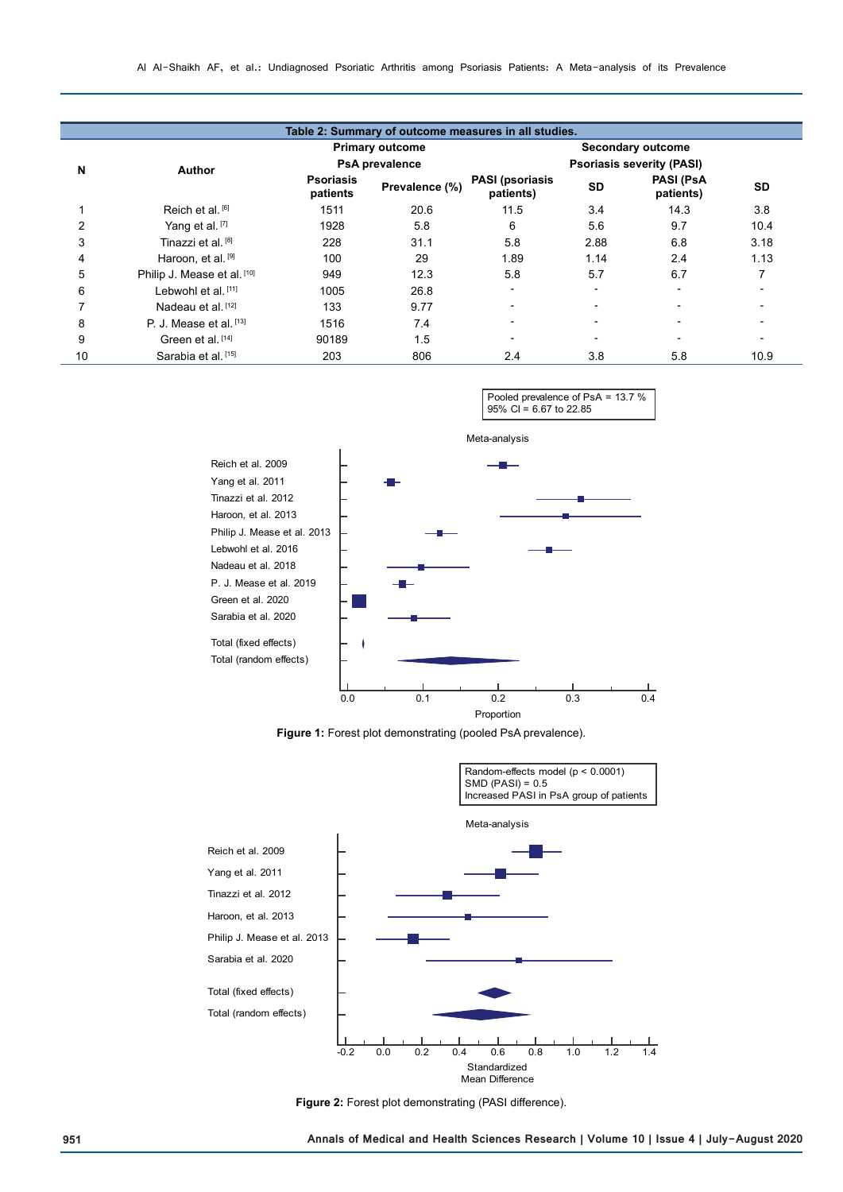**Table 2: Summary of outcome measures in all studies.**

| N | Author | Primary outcome PsA prevalence | | Secondary outcome Psoriasis severity (PASI) | | | |
|---|---|---|---|---|---|---|---|
| | | Psoriasis patients | Prevalence (%) | PASI (psoriasis patients) | SD | PASI (PsA patients) | SD |
| 1 | Reich et al. [6] | 1511 | 20.6 | 11.5 | 3.4 | 14.3 | 3.8 |
| 2 | Yang et al. [7] | 1928 | 5.8 | 6 | 5.6 | 9.7 | 10.4 |
| 3 | Tinazzi et al. [8] | 228 | 31.1 | 5.8 | 2.88 | 6.8 | 3.18 |
| 4 | Haroon, et al. [9] | 100 | 29 | 1.89 | 1.14 | 2.4 | 1.13 |
| 5 | Philip J. Mease et al. [10] | 949 | 12.3 | 5.8 | 5.7 | 6.7 | 7 |
| 6 | Lebwohl et al. [11] | 1005 | 26.8 | - | - | - | - |
| 7 | Nadeau et al. [12] | 133 | 9.77 | - | - | - | - |
| 8 | P. J. Mease et al. [13] | 1516 | 7.4 | - | - | - | - |
| 9 | Green et al. [14] | 90189 | 1.5 | - | - | - | - |
| 10 | Sarabia et al. [15] | 203 | 806 | 2.4 | 3.8 | 5.8 | 10.9 |

Pooled prevalence of PsA = 13.7 %
95% CI = 6.67 to 22.85

**Figure 1:** Forest plot demonstrating (pooled PsA prevalence).

Random-effects model (p < 0.0001)
SMD (PASI) = 0.5
Increased PASI in PsA group of patients

**Figure 2:** Forest plot demonstrating (PASI difference).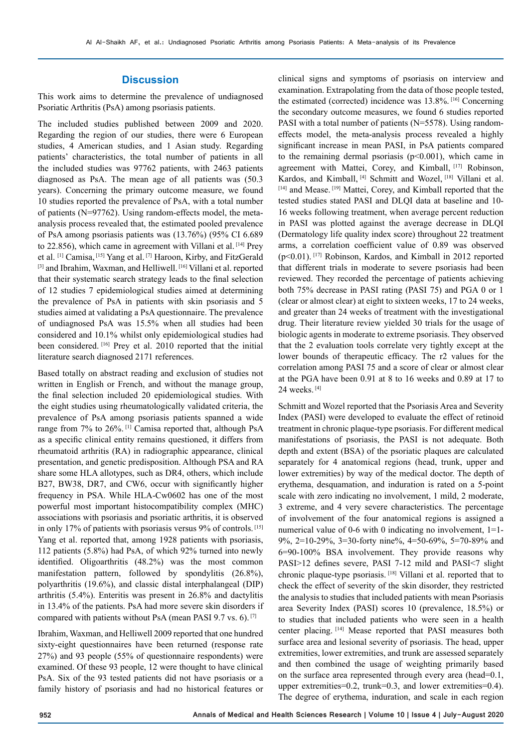## Discussion

This work aims to determine the prevalence of undiagnosed Psoriatic Arthritis (PsA) among psoriasis patients.

The included studies published between 2009 and 2020. Regarding the region of our studies, there were 6 European studies, 4 American studies, and 1 Asian study. Regarding patients' characteristics, the total number of patients in all the included studies was 97762 patients, with 2463 patients diagnosed as PsA. The mean age of all patients was (50.3 years). Concerning the primary outcome measure, we found 10 studies reported the prevalence of PsA, with a total number of patients (N=97762). Using random-effects model, the meta-analysis process revealed that, the estimated pooled prevalence of PsA among psoriasis patients was (13.76%) (95% CI 6.689 to 22.856), which came in agreement with Villani et al. [14] Prey et al. [1] Camisa, [15] Yang et al. [7] Haroon, Kirby, and FitzGerald [3] and Ibrahim, Waxman, and Helliwell. [16] Villani et al. reported that their systematic search strategy leads to the final selection of 12 studies 7 epidemiological studies aimed at determining the prevalence of PsA in patients with skin psoriasis and 5 studies aimed at validating a PsA questionnaire. The prevalence of undiagnosed PsA was 15.5% when all studies had been considered and 10.1% whilst only epidemiological studies had been considered. [16] Prey et al. 2010 reported that the initial literature search diagnosed 2171 references.

Based totally on abstract reading and exclusion of studies not written in English or French, and without the manage group, the final selection included 20 epidemiological studies. With the eight studies using rheumatologically validated criteria, the prevalence of PsA among psoriasis patients spanned a wide range from 7% to 26%. [1] Camisa reported that, although PsA as a specific clinical entity remains questioned, it differs from rheumatoid arthritis (RA) in radiographic appearance, clinical presentation, and genetic predisposition. Although PSA and RA share some HLA allotypes, such as DR4, others, which include B27, BW38, DR7, and CW6, occur with significantly higher frequency in PSA. While HLA-Cw0602 has one of the most powerful most important histocompatibility complex (MHC) associations with psoriasis and psoriatic arthritis, it is observed in only 17% of patients with psoriasis versus 9% of controls. [15] Yang et al. reported that, among 1928 patients with psoriasis, 112 patients (5.8%) had PsA, of which 92% turned into newly identified. Oligoarthritis (48.2%) was the most common manifestation pattern, followed by spondylitis (26.8%), polyarthritis (19.6%), and classic distal interphalangeal (DIP) arthritis (5.4%). Enteritis was present in 26.8% and dactylitis in 13.4% of the patients. PsA had more severe skin disorders if compared with patients without PsA (mean PASI 9.7 vs. 6). [7]

Ibrahim, Waxman, and Helliwell 2009 reported that one hundred sixty-eight questionnaires have been returned (response rate 27%) and 93 people (55% of questionnaire respondents) were examined. Of these 93 people, 12 were thought to have clinical PsA. Six of the 93 tested patients did not have psoriasis or a family history of psoriasis and had no historical features or clinical signs and symptoms of psoriasis on interview and examination. Extrapolating from the data of those people tested, the estimated (corrected) incidence was 13.8%. [16] Concerning the secondary outcome measures, we found 6 studies reported PASI with a total number of patients (N=5578). Using random-effects model, the meta-analysis process revealed a highly significant increase in mean PASI, in PsA patients compared to the remaining dermal psoriasis ($p<0.001$), which came in agreement with Mattei, Corey, and Kimball, [17] Robinson, Kardos, and Kimball, [4] Schmitt and Wozel, [18] Villani et al. [14] and Mease. [19] Mattei, Corey, and Kimball reported that the tested studies stated PASI and DLQI data at baseline and 10-16 weeks following treatment, when average percent reduction in PASI was plotted against the average decrease in DLQI (Dermatology life quality index score) throughout 22 treatment arms, a correlation coefficient value of 0.89 was observed ($p<0.01$). [17] Robinson, Kardos, and Kimball in 2012 reported that different trials in moderate to severe psoriasis had been reviewed. They recorded the percentage of patients achieving both 75% decrease in PASI rating (PASI 75) and PGA 0 or 1 (clear or almost clear) at eight to sixteen weeks, 17 to 24 weeks, and greater than 24 weeks of treatment with the investigational drug. Their literature review yielded 30 trials for the usage of biologic agents in moderate to extreme psoriasis. They observed that the 2 evaluation tools correlate very tightly except at the lower bounds of therapeutic efficacy. The $r^2$ values for the correlation among PASI 75 and a score of clear or almost clear at the PGA have been 0.91 at 8 to 16 weeks and 0.89 at 17 to 24 weeks. [4]

Schmitt and Wozel reported that the Psoriasis Area and Severity Index (PASI) were developed to evaluate the effect of retinoid treatment in chronic plaque-type psoriasis. For different medical manifestations of psoriasis, the PASI is not adequate. Both depth and extent (BSA) of the psoriatic plaques are calculated separately for 4 anatomical regions (head, trunk, upper and lower extremities) by way of the medical doctor. The depth of erythema, desquamation, and induration is rated on a 5-point scale with zero indicating no involvement, 1 mild, 2 moderate, 3 extreme, and 4 very severe characteristics. The percentage of involvement of the four anatomical regions is assigned a numerical value of 0-6 with 0 indicating no involvement, 1=1-9%, 2=10-29%, 3=30-forty nine%, 4=50-69%, 5=70-89% and 6=90-100% BSA involvement. They provide reasons why PASI>12 defines severe, PASI 7-12 mild and PASI<7 slight chronic plaque-type psoriasis. [18] Villani et al. reported that to check the effect of severity of the skin disorder, they restricted the analysis to studies that included patients with mean Psoriasis area Severity Index (PASI) scores 10 (prevalence, 18.5%) or to studies that included patients who were seen in a health center placing. [14] Mease reported that PASI measures both surface area and lesional severity of psoriasis. The head, upper extremities, lower extremities, and trunk are assessed separately and then combined the usage of weighting primarily based on the surface area represented through every area (head=0.1, upper extremities=0.2, trunk=0.3, and lower extremities=0.4). The degree of erythema, induration, and scale in each region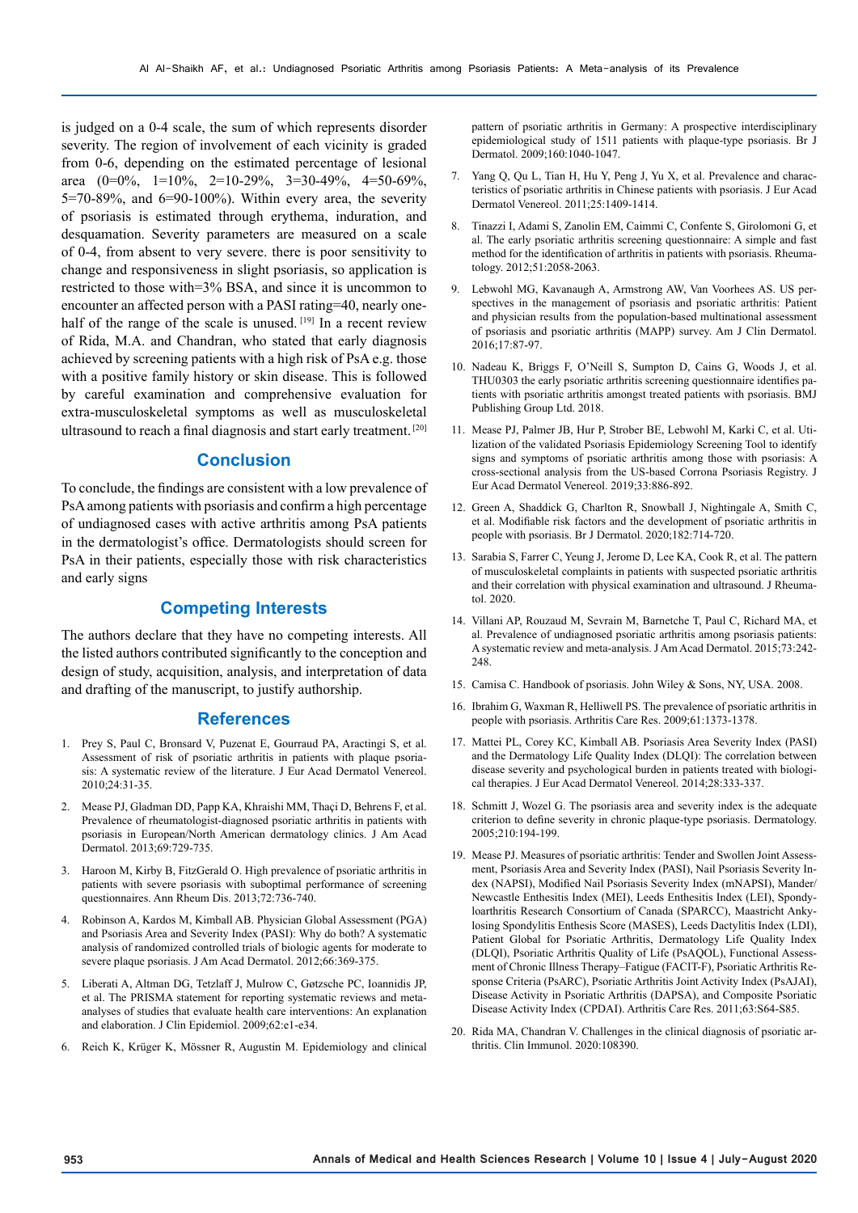is judged on a 0-4 scale, the sum of which represents disorder severity. The region of involvement of each vicinity is graded from 0-6, depending on the estimated percentage of lesional area (0=0%, 1=10%, 2=10-29%, 3=30-49%, 4=50-69%, 5=70-89%, and 6=90-100%). Within every area, the severity of psoriasis is estimated through erythema, induration, and desquamation. Severity parameters are measured on a scale of 0-4, from absent to very severe. there is poor sensitivity to change and responsiveness in slight psoriasis, so application is restricted to those with=3% BSA, and since it is uncommon to encounter an affected person with a PASI rating=40, nearly one-half of the range of the scale is unused. [19] In a recent review of Rida, M.A. and Chandran, who stated that early diagnosis achieved by screening patients with a high risk of PsA e.g. those with a positive family history or skin disease. This is followed by careful examination and comprehensive evaluation for extra-musculoskeletal symptoms as well as musculoskeletal ultrasound to reach a final diagnosis and start early treatment. [20]

## Conclusion

To conclude, the findings are consistent with a low prevalence of PsA among patients with psoriasis and confirm a high percentage of undiagnosed cases with active arthritis among PsA patients in the dermatologist's office. Dermatologists should screen for PsA in their patients, especially those with risk characteristics and early signs

## Competing Interests

The authors declare that they have no competing interests. All the listed authors contributed significantly to the conception and design of study, acquisition, analysis, and interpretation of data and drafting of the manuscript, to justify authorship.

## References

1. Prey S, Paul C, Bronsard V, Puzenat E, Gourraud PA, Aractingi S, et al. Assessment of risk of psoriatic arthritis in patients with plaque psoriasis: A systematic review of the literature. J Eur Acad Dermatol Venereol. 2010;24:31-35.
2. Mease PJ, Gladman DD, Papp KA, Khraishi MM, Thaçi D, Behrens F, et al. Prevalence of rheumatologist-diagnosed psoriatic arthritis in patients with psoriasis in European/North American dermatology clinics. J Am Acad Dermatol. 2013;69:729-735.
3. Haroon M, Kirby B, FitzGerald O. High prevalence of psoriatic arthritis in patients with severe psoriasis with suboptimal performance of screening questionnaires. Ann Rheum Dis. 2013;72:736-740.
4. Robinson A, Kardos M, Kimball AB. Physician Global Assessment (PGA) and Psoriasis Area and Severity Index (PASI): Why do both? A systematic analysis of randomized controlled trials of biologic agents for moderate to severe plaque psoriasis. J Am Acad Dermatol. 2012;66:369-375.
5. Liberati A, Altman DG, Tetzlaff J, Mulrow C, Gøtzsche PC, Ioannidis JP, et al. The PRISMA statement for reporting systematic reviews and meta-analyses of studies that evaluate health care interventions: An explanation and elaboration. J Clin Epidemiol. 2009;62:e1-e34.
6. Reich K, Krüger K, Mössner R, Augustin M. Epidemiology and clinical pattern of psoriatic arthritis in Germany: A prospective interdisciplinary epidemiological study of 1511 patients with plaque-type psoriasis. Br J Dermatol. 2009;160:1040-1047.
7. Yang Q, Qu L, Tian H, Hu Y, Peng J, Yu X, et al. Prevalence and characteristics of psoriatic arthritis in Chinese patients with psoriasis. J Eur Acad Dermatol Venereol. 2011;25:1409-1414.
8. Tinazzi I, Adami S, Zanolin EM, Caimmi C, Confente S, Girolomoni G, et al. The early psoriatic arthritis screening questionnaire: A simple and fast method for the identification of arthritis in patients with psoriasis. Rheumatology. 2012;51:2058-2063.
9. Lebwohl MG, Kavanaugh A, Armstrong AW, Van Voorhees AS. US perspectives in the management of psoriasis and psoriatic arthritis: Patient and physician results from the population-based multinational assessment of psoriasis and psoriatic arthritis (MAPP) survey. Am J Clin Dermatol. 2016;17:87-97.
10. Nadeau K, Briggs F, O'Neill S, Sumpton D, Cains G, Woods J, et al. THU0303 the early psoriatic arthritis screening questionnaire identifies patients with psoriatic arthritis amongst treated patients with psoriasis. BMJ Publishing Group Ltd. 2018.
11. Mease PJ, Palmer JB, Hur P, Strober BE, Lebwohl M, Karki C, et al. Utilization of the validated Psoriasis Epidemiology Screening Tool to identify signs and symptoms of psoriatic arthritis among those with psoriasis: A cross-sectional analysis from the US-based Corrona Psoriasis Registry. J Eur Acad Dermatol Venereol. 2019;33:886-892.
12. Green A, Shaddick G, Charlton R, Snowball J, Nightingale A, Smith C, et al. Modifiable risk factors and the development of psoriatic arthritis in people with psoriasis. Br J Dermatol. 2020;182:714-720.
13. Sarabia S, Farrer C, Yeung J, Jerome D, Lee KA, Cook R, et al. The pattern of musculoskeletal complaints in patients with suspected psoriatic arthritis and their correlation with physical examination and ultrasound. J Rheumatol. 2020.
14. Villani AP, Rouzaud M, Sevrain M, Barnetche T, Paul C, Richard MA, et al. Prevalence of undiagnosed psoriatic arthritis among psoriasis patients: A systematic review and meta-analysis. J Am Acad Dermatol. 2015;73:242-248.
15. Camisa C. Handbook of psoriasis. John Wiley & Sons, NY, USA. 2008.
16. Ibrahim G, Waxman R, Helliwell PS. The prevalence of psoriatic arthritis in people with psoriasis. Arthritis Care Res. 2009;61:1373-1378.
17. Mattei PL, Corey KC, Kimball AB. Psoriasis Area Severity Index (PASI) and the Dermatology Life Quality Index (DLQI): The correlation between disease severity and psychological burden in patients treated with biological therapies. J Eur Acad Dermatol Venereol. 2014;28:333-337.
18. Schmitt J, Wozel G. The psoriasis area and severity index is the adequate criterion to define severity in chronic plaque-type psoriasis. Dermatology. 2005;210:194-199.
19. Mease PJ. Measures of psoriatic arthritis: Tender and Swollen Joint Assessment, Psoriasis Area and Severity Index (PASI), Nail Psoriasis Severity Index (NAPSI), Modified Nail Psoriasis Severity Index (mNAPSI), Mander/Newcastle Enthesitis Index (MEI), Leeds Enthesitis Index (LEI), Spondyloarthritis Research Consortium of Canada (SPARCC), Maastricht Ankylosing Spondylitis Enthesis Score (MASES), Leeds Dactylitis Index (LDI), Patient Global for Psoriatic Arthritis, Dermatology Life Quality Index (DLQI), Psoriatic Arthritis Quality of Life (PsAQOL), Functional Assessment of Chronic Illness Therapy–Fatigue (FACIT-F), Psoriatic Arthritis Response Criteria (PsARC), Psoriatic Arthritis Joint Activity Index (PsAJAI), Disease Activity in Psoriatic Arthritis (DAPSA), and Composite Psoriatic Disease Activity Index (CPDAI). Arthritis Care Res. 2011;63:S64-S85.
20. Rida MA, Chandran V. Challenges in the clinical diagnosis of psoriatic arthritis. Clin Immunol. 2020:108390.